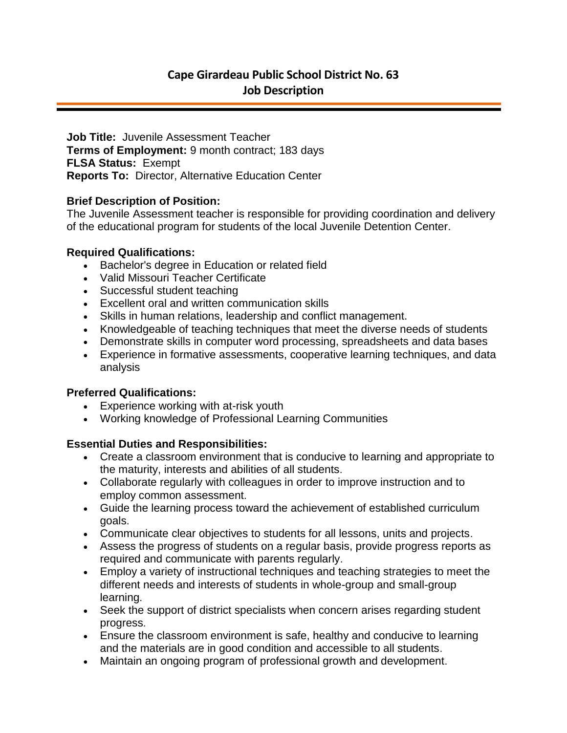# Cape Girardeau Public School District No. 63
## Job Description

---

**Job Title:** Juvenile Assessment Teacher
**Terms of Employment:** 9 month contract; 183 days
**FLSA Status:** Exempt
**Reports To:** Director, Alternative Education Center

### Brief Description of Position:

The Juvenile Assessment teacher is responsible for providing coordination and delivery of the educational program for students of the local Juvenile Detention Center.

### Required Qualifications:

- Bachelor's degree in Education or related field
- Valid Missouri Teacher Certificate
- Successful student teaching
- Excellent oral and written communication skills
- Skills in human relations, leadership and conflict management.
- Knowledgeable of teaching techniques that meet the diverse needs of students
- Demonstrate skills in computer word processing, spreadsheets and data bases
- Experience in formative assessments, cooperative learning techniques, and data analysis

### Preferred Qualifications:

- Experience working with at-risk youth
- Working knowledge of Professional Learning Communities

### Essential Duties and Responsibilities:

- Create a classroom environment that is conducive to learning and appropriate to the maturity, interests and abilities of all students.
- Collaborate regularly with colleagues in order to improve instruction and to employ common assessment.
- Guide the learning process toward the achievement of established curriculum goals.
- Communicate clear objectives to students for all lessons, units and projects.
- Assess the progress of students on a regular basis, provide progress reports as required and communicate with parents regularly.
- Employ a variety of instructional techniques and teaching strategies to meet the different needs and interests of students in whole-group and small-group learning.
- Seek the support of district specialists when concern arises regarding student progress.
- Ensure the classroom environment is safe, healthy and conducive to learning and the materials are in good condition and accessible to all students.
- Maintain an ongoing program of professional growth and development.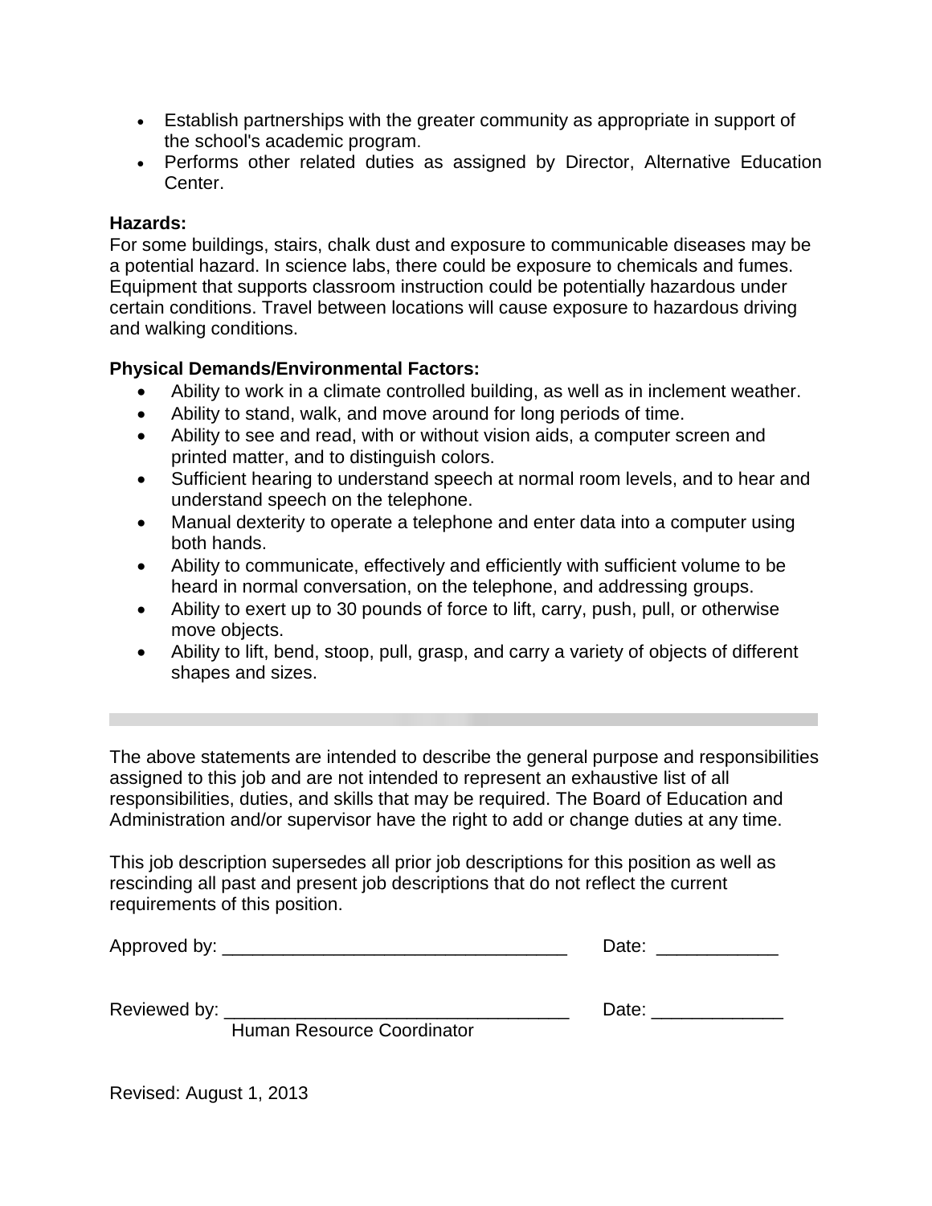- Establish partnerships with the greater community as appropriate in support of the school's academic program.
- Performs other related duties as assigned by Director, Alternative Education Center.

**Hazards:**
For some buildings, stairs, chalk dust and exposure to communicable diseases may be a potential hazard. In science labs, there could be exposure to chemicals and fumes. Equipment that supports classroom instruction could be potentially hazardous under certain conditions. Travel between locations will cause exposure to hazardous driving and walking conditions.

**Physical Demands/Environmental Factors:**

- Ability to work in a climate controlled building, as well as in inclement weather.
- Ability to stand, walk, and move around for long periods of time.
- Ability to see and read, with or without vision aids, a computer screen and printed matter, and to distinguish colors.
- Sufficient hearing to understand speech at normal room levels, and to hear and understand speech on the telephone.
- Manual dexterity to operate a telephone and enter data into a computer using both hands.
- Ability to communicate, effectively and efficiently with sufficient volume to be heard in normal conversation, on the telephone, and addressing groups.
- Ability to exert up to 30 pounds of force to lift, carry, push, pull, or otherwise move objects.
- Ability to lift, bend, stoop, pull, grasp, and carry a variety of objects of different shapes and sizes.

---

The above statements are intended to describe the general purpose and responsibilities assigned to this job and are not intended to represent an exhaustive list of all responsibilities, duties, and skills that may be required. The Board of Education and Administration and/or supervisor have the right to add or change duties at any time.

This job description supersedes all prior job descriptions for this position as well as rescinding all past and present job descriptions that do not reflect the current requirements of this position.

Approved by: __________________________________ Date: ____________

Reviewed by: __________________________________ Date: _____________
Human Resource Coordinator

Revised: August 1, 2013